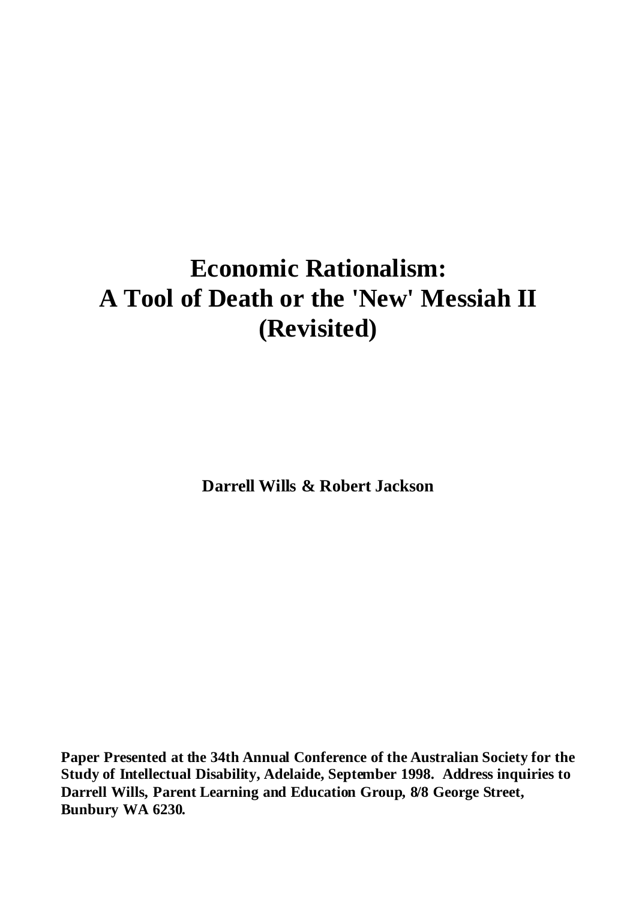# Economic Rationalism: A Tool of Death or the 'New' Messiah II (Revisited)

**Darrell Wills & Robert Jackson**

**Paper Presented at the 34th Annual Conference of the Australian Society for the Study of Intellectual Disability, Adelaide, September 1998. Address inquiries to Darrell Wills, Parent Learning and Education Group, 8/8 George Street, Bunbury WA 6230.**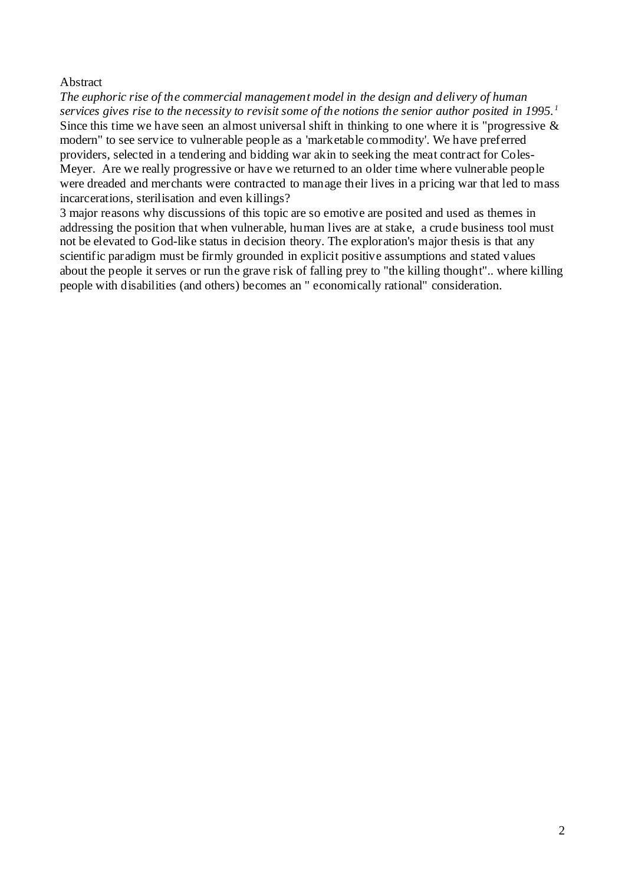Abstract

*The euphoric rise of the commercial management model in the design and delivery of human services gives rise to the necessity to revisit some of the notions the senior author posited in 1995.*[1] Since this time we have seen an almost universal shift in thinking to one where it is "progressive & modern" to see service to vulnerable people as a 'marketable commodity'. We have preferred providers, selected in a tendering and bidding war akin to seeking the meat contract for Coles-Meyer. Are we really progressive or have we returned to an older time where vulnerable people were dreaded and merchants were contracted to manage their lives in a pricing war that led to mass incarcerations, sterilisation and even killings?

3 major reasons why discussions of this topic are so emotive are posited and used as themes in addressing the position that when vulnerable, human lives are at stake, a crude business tool must not be elevated to God-like status in decision theory. The exploration's major thesis is that any scientific paradigm must be firmly grounded in explicit positive assumptions and stated values about the people it serves or run the grave risk of falling prey to "the killing thought".. where killing people with disabilities (and others) becomes an " economically rational" consideration.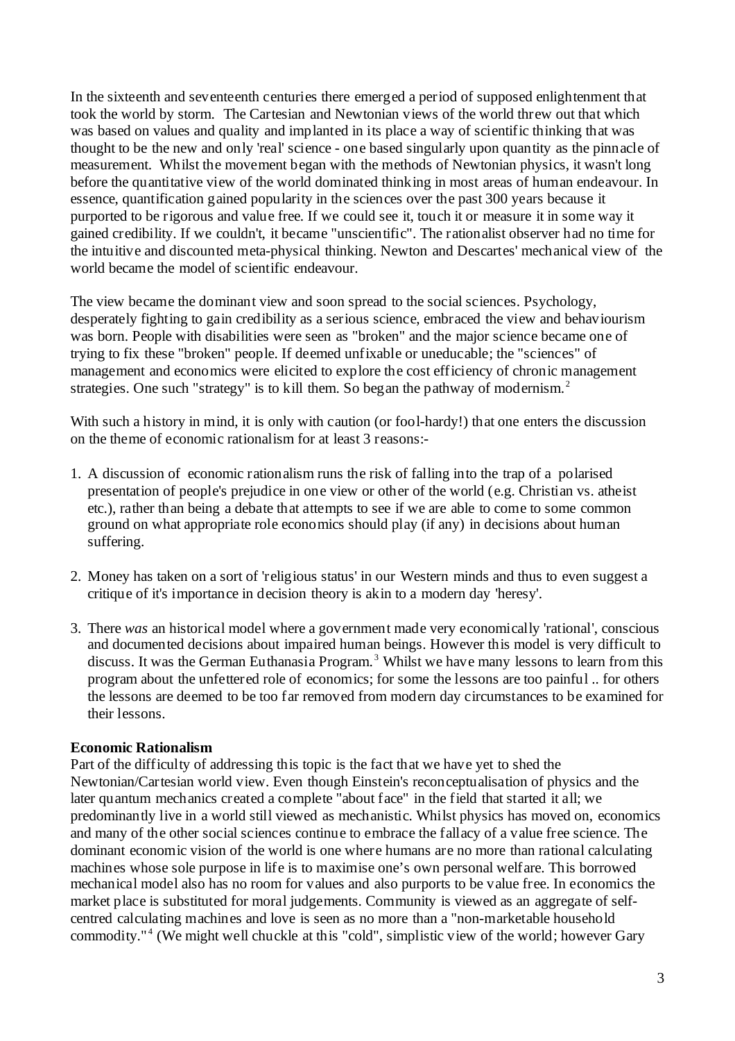In the sixteenth and seventeenth centuries there emerged a period of supposed enlightenment that took the world by storm. The Cartesian and Newtonian views of the world threw out that which was based on values and quality and implanted in its place a way of scientific thinking that was thought to be the new and only 'real' science - one based singularly upon quantity as the pinnacle of measurement. Whilst the movement began with the methods of Newtonian physics, it wasn't long before the quantitative view of the world dominated thinking in most areas of human endeavour. In essence, quantification gained popularity in the sciences over the past 300 years because it purported to be rigorous and value free. If we could see it, touch it or measure it in some way it gained credibility. If we couldn't, it became "unscientific". The rationalist observer had no time for the intuitive and discounted meta-physical thinking. Newton and Descartes' mechanical view of the world became the model of scientific endeavour.

The view became the dominant view and soon spread to the social sciences. Psychology, desperately fighting to gain credibility as a serious science, embraced the view and behaviourism was born. People with disabilities were seen as "broken" and the major science became one of trying to fix these "broken" people. If deemed unfixable or uneducable; the "sciences" of management and economics were elicited to explore the cost efficiency of chronic management strategies. One such "strategy" is to kill them. So began the pathway of modernism.[2]

With such a history in mind, it is only with caution (or fool-hardy!) that one enters the discussion on the theme of economic rationalism for at least 3 reasons:-

1. A discussion of economic rationalism runs the risk of falling into the trap of a polarised presentation of people's prejudice in one view or other of the world (e.g. Christian vs. atheist etc.), rather than being a debate that attempts to see if we are able to come to some common ground on what appropriate role economics should play (if any) in decisions about human suffering.

2. Money has taken on a sort of 'religious status' in our Western minds and thus to even suggest a critique of it's importance in decision theory is akin to a modern day 'heresy'.

3. There *was* an historical model where a government made very economically 'rational', conscious and documented decisions about impaired human beings. However this model is very difficult to discuss. It was the German Euthanasia Program.[3] Whilst we have many lessons to learn from this program about the unfettered role of economics; for some the lessons are too painful .. for others the lessons are deemed to be too far removed from modern day circumstances to be examined for their lessons.

**Economic Rationalism**

Part of the difficulty of addressing this topic is the fact that we have yet to shed the Newtonian/Cartesian world view. Even though Einstein's reconceptualisation of physics and the later quantum mechanics created a complete "about face" in the field that started it all; we predominantly live in a world still viewed as mechanistic. Whilst physics has moved on, economics and many of the other social sciences continue to embrace the fallacy of a value free science. The dominant economic vision of the world is one where humans are no more than rational calculating machines whose sole purpose in life is to maximise one's own personal welfare. This borrowed mechanical model also has no room for values and also purports to be value free. In economics the market place is substituted for moral judgements. Community is viewed as an aggregate of self-centred calculating machines and love is seen as no more than a "non-marketable household commodity."[4] (We might well chuckle at this "cold", simplistic view of the world; however Gary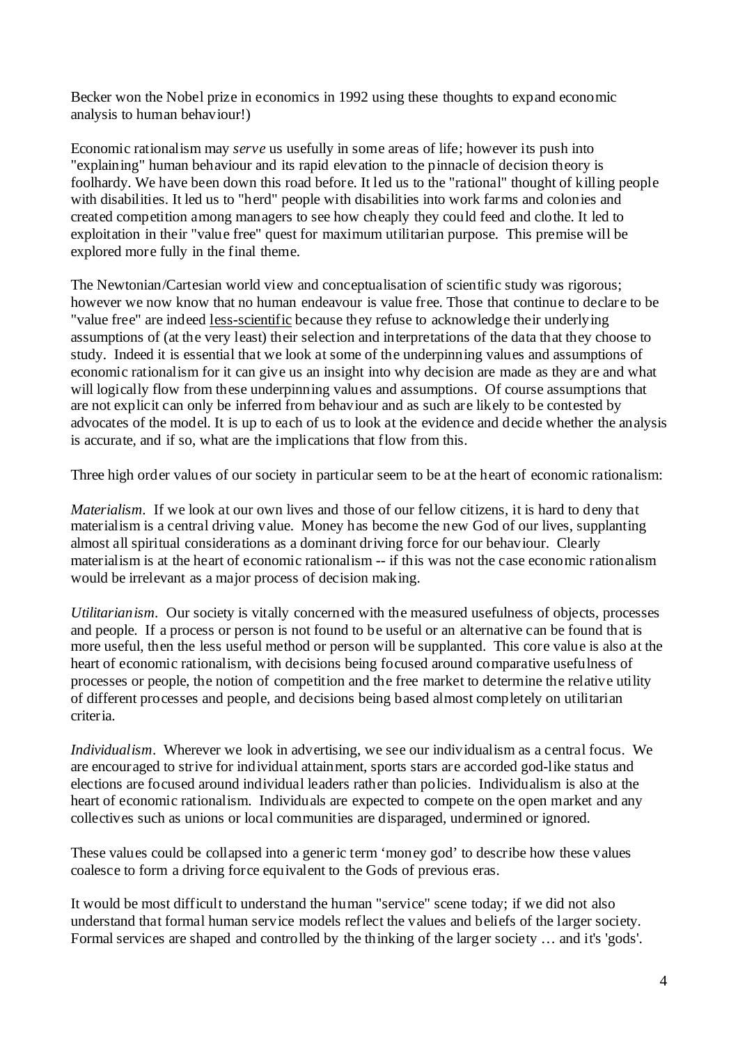Becker won the Nobel prize in economics in 1992 using these thoughts to expand economic analysis to human behaviour!)

Economic rationalism may *serve* us usefully in some areas of life; however its push into "explaining" human behaviour and its rapid elevation to the pinnacle of decision theory is foolhardy. We have been down this road before. It led us to the "rational" thought of killing people with disabilities. It led us to "herd" people with disabilities into work farms and colonies and created competition among managers to see how cheaply they could feed and clothe. It led to exploitation in their "value free" quest for maximum utilitarian purpose. This premise will be explored more fully in the final theme.

The Newtonian/Cartesian world view and conceptualisation of scientific study was rigorous; however we now know that no human endeavour is value free. Those that continue to declare to be "value free" are indeed less-scientific because they refuse to acknowledge their underlying assumptions of (at the very least) their selection and interpretations of the data that they choose to study. Indeed it is essential that we look at some of the underpinning values and assumptions of economic rationalism for it can give us an insight into why decision are made as they are and what will logically flow from these underpinning values and assumptions. Of course assumptions that are not explicit can only be inferred from behaviour and as such are likely to be contested by advocates of the model. It is up to each of us to look at the evidence and decide whether the analysis is accurate, and if so, what are the implications that flow from this.

Three high order values of our society in particular seem to be at the heart of economic rationalism:

*Materialism*. If we look at our own lives and those of our fellow citizens, it is hard to deny that materialism is a central driving value. Money has become the new God of our lives, supplanting almost all spiritual considerations as a dominant driving force for our behaviour. Clearly materialism is at the heart of economic rationalism -- if this was not the case economic rationalism would be irrelevant as a major process of decision making.

*Utilitarianism*. Our society is vitally concerned with the measured usefulness of objects, processes and people. If a process or person is not found to be useful or an alternative can be found that is more useful, then the less useful method or person will be supplanted. This core value is also at the heart of economic rationalism, with decisions being focused around comparative usefulness of processes or people, the notion of competition and the free market to determine the relative utility of different processes and people, and decisions being based almost completely on utilitarian criteria.

*Individualism*. Wherever we look in advertising, we see our individualism as a central focus. We are encouraged to strive for individual attainment, sports stars are accorded god-like status and elections are focused around individual leaders rather than policies. Individualism is also at the heart of economic rationalism. Individuals are expected to compete on the open market and any collectives such as unions or local communities are disparaged, undermined or ignored.

These values could be collapsed into a generic term 'money god' to describe how these values coalesce to form a driving force equivalent to the Gods of previous eras.

It would be most difficult to understand the human "service" scene today; if we did not also understand that formal human service models reflect the values and beliefs of the larger society. Formal services are shaped and controlled by the thinking of the larger society … and it's 'gods'.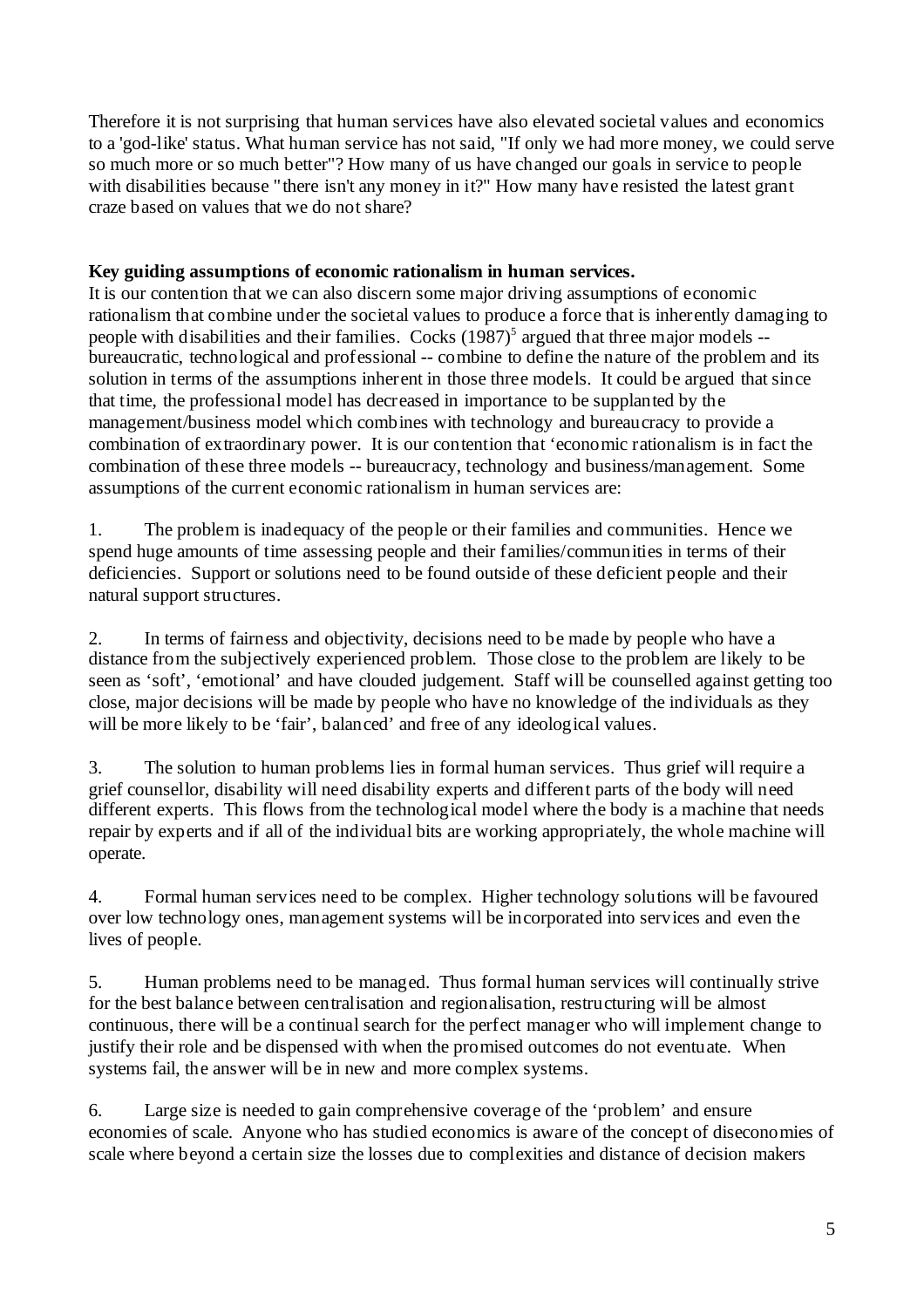Therefore it is not surprising that human services have also elevated societal values and economics to a 'god-like' status. What human service has not said, "If only we had more money, we could serve so much more or so much better"? How many of us have changed our goals in service to people with disabilities because "there isn't any money in it?" How many have resisted the latest grant craze based on values that we do not share?

**Key guiding assumptions of economic rationalism in human services.**

It is our contention that we can also discern some major driving assumptions of economic rationalism that combine under the societal values to produce a force that is inherently damaging to people with disabilities and their families. Cocks (1987)[5] argued that three major models -- bureaucratic, technological and professional -- combine to define the nature of the problem and its solution in terms of the assumptions inherent in those three models. It could be argued that since that time, the professional model has decreased in importance to be supplanted by the management/business model which combines with technology and bureaucracy to provide a combination of extraordinary power. It is our contention that 'economic rationalism is in fact the combination of these three models -- bureaucracy, technology and business/management. Some assumptions of the current economic rationalism in human services are:

1. The problem is inadequacy of the people or their families and communities. Hence we spend huge amounts of time assessing people and their families/communities in terms of their deficiencies. Support or solutions need to be found outside of these deficient people and their natural support structures.

2. In terms of fairness and objectivity, decisions need to be made by people who have a distance from the subjectively experienced problem. Those close to the problem are likely to be seen as 'soft', 'emotional' and have clouded judgement. Staff will be counselled against getting too close, major decisions will be made by people who have no knowledge of the individuals as they will be more likely to be 'fair', balanced' and free of any ideological values.

3. The solution to human problems lies in formal human services. Thus grief will require a grief counsellor, disability will need disability experts and different parts of the body will need different experts. This flows from the technological model where the body is a machine that needs repair by experts and if all of the individual bits are working appropriately, the whole machine will operate.

4. Formal human services need to be complex. Higher technology solutions will be favoured over low technology ones, management systems will be incorporated into services and even the lives of people.

5. Human problems need to be managed. Thus formal human services will continually strive for the best balance between centralisation and regionalisation, restructuring will be almost continuous, there will be a continual search for the perfect manager who will implement change to justify their role and be dispensed with when the promised outcomes do not eventuate. When systems fail, the answer will be in new and more complex systems.

6. Large size is needed to gain comprehensive coverage of the 'problem' and ensure economies of scale. Anyone who has studied economics is aware of the concept of diseconomies of scale where beyond a certain size the losses due to complexities and distance of decision makers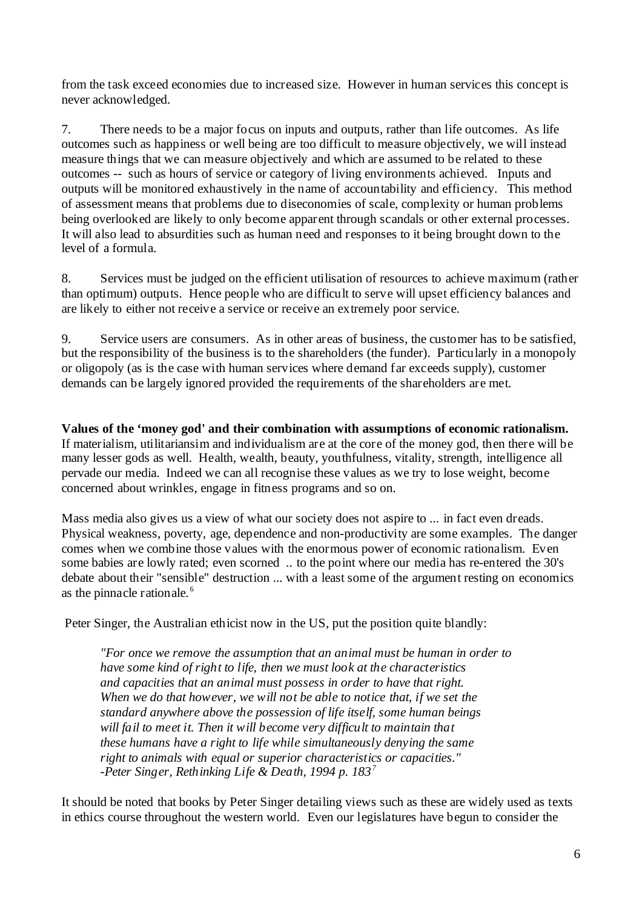from the task exceed economies due to increased size. However in human services this concept is never acknowledged.

7. There needs to be a major focus on inputs and outputs, rather than life outcomes. As life outcomes such as happiness or well being are too difficult to measure objectively, we will instead measure things that we can measure objectively and which are assumed to be related to these outcomes -- such as hours of service or category of living environments achieved. Inputs and outputs will be monitored exhaustively in the name of accountability and efficiency. This method of assessment means that problems due to diseconomies of scale, complexity or human problems being overlooked are likely to only become apparent through scandals or other external processes. It will also lead to absurdities such as human need and responses to it being brought down to the level of a formula.

8. Services must be judged on the efficient utilisation of resources to achieve maximum (rather than optimum) outputs. Hence people who are difficult to serve will upset efficiency balances and are likely to either not receive a service or receive an extremely poor service.

9. Service users are consumers. As in other areas of business, the customer has to be satisfied, but the responsibility of the business is to the shareholders (the funder). Particularly in a monopoly or oligopoly (as is the case with human services where demand far exceeds supply), customer demands can be largely ignored provided the requirements of the shareholders are met.

**Values of the 'money god' and their combination with assumptions of economic rationalism.**
If materialism, utilitariansim and individualism are at the core of the money god, then there will be many lesser gods as well. Health, wealth, beauty, youthfulness, vitality, strength, intelligence all pervade our media. Indeed we can all recognise these values as we try to lose weight, become concerned about wrinkles, engage in fitness programs and so on.

Mass media also gives us a view of what our society does not aspire to ... in fact even dreads. Physical weakness, poverty, age, dependence and non-productivity are some examples. The danger comes when we combine those values with the enormous power of economic rationalism. Even some babies are lowly rated; even scorned .. to the point where our media has re-entered the 30's debate about their "sensible" destruction ... with a least some of the argument resting on economics as the pinnacle rationale.[6]

Peter Singer, the Australian ethicist now in the US, put the position quite blandly:

> *"For once we remove the assumption that an animal must be human in order to have some kind of right to life, then we must look at the characteristics and capacities that an animal must possess in order to have that right. When we do that however, we will not be able to notice that, if we set the standard anywhere above the possession of life itself, some human beings will fail to meet it. Then it will become very difficult to maintain that these humans have a right to life while simultaneously denying the same right to animals with equal or superior characteristics or capacities."*
> *-Peter Singer, Rethinking Life & Death, 1994 p. 183*[7]

It should be noted that books by Peter Singer detailing views such as these are widely used as texts in ethics course throughout the western world. Even our legislatures have begun to consider the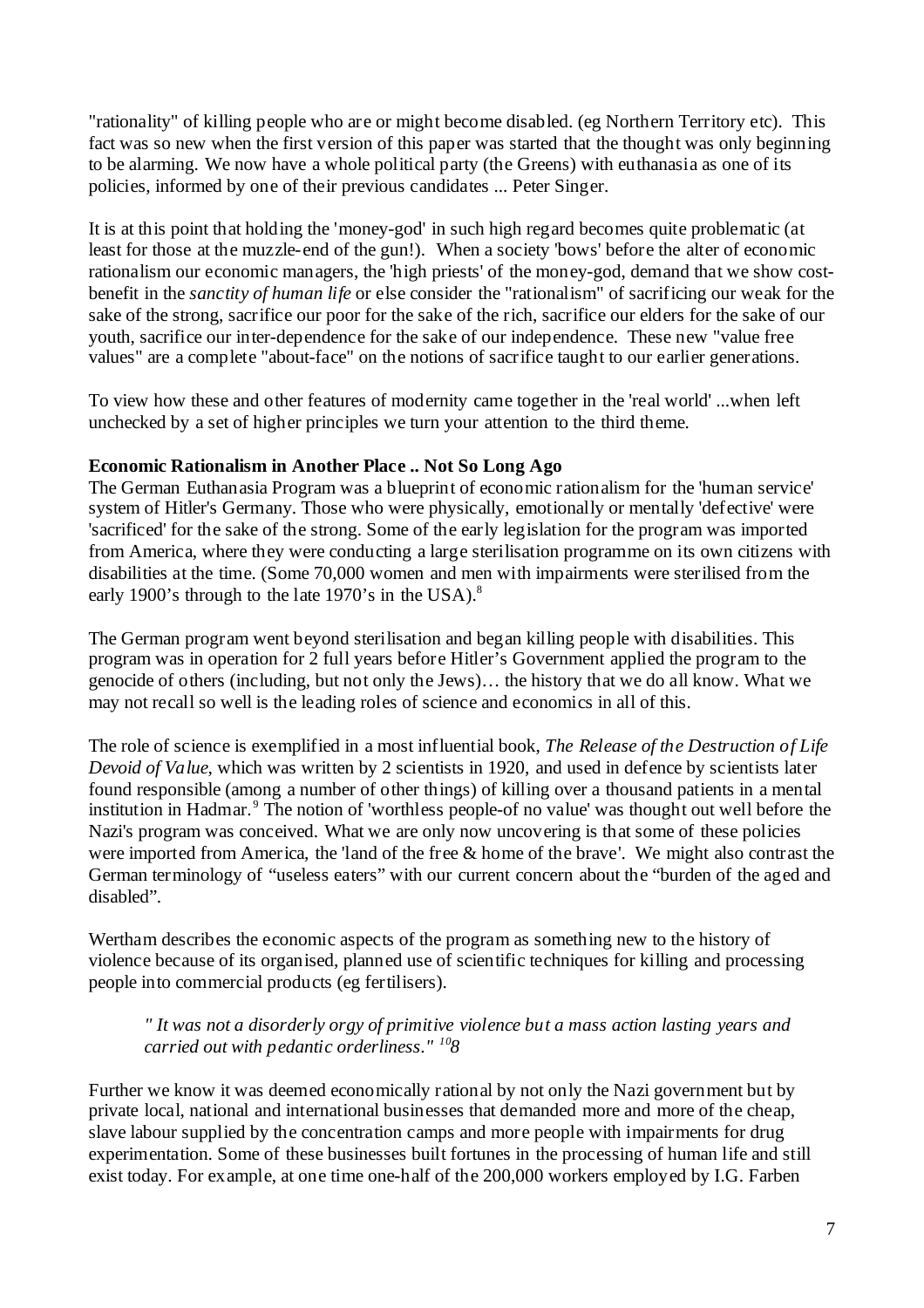"rationality" of killing people who are or might become disabled. (eg Northern Territory etc). This fact was so new when the first version of this paper was started that the thought was only beginning to be alarming. We now have a whole political party (the Greens) with euthanasia as one of its policies, informed by one of their previous candidates ... Peter Singer.

It is at this point that holding the 'money-god' in such high regard becomes quite problematic (at least for those at the muzzle-end of the gun!). When a society 'bows' before the alter of economic rationalism our economic managers, the 'high priests' of the money-god, demand that we show cost-benefit in the *sanctity of human life* or else consider the "rationalism" of sacrificing our weak for the sake of the strong, sacrifice our poor for the sake of the rich, sacrifice our elders for the sake of our youth, sacrifice our inter-dependence for the sake of our independence. These new "value free values" are a complete "about-face" on the notions of sacrifice taught to our earlier generations.

To view how these and other features of modernity came together in the 'real world' ...when left unchecked by a set of higher principles we turn your attention to the third theme.

**Economic Rationalism in Another Place .. Not So Long Ago**

The German Euthanasia Program was a blueprint of economic rationalism for the 'human service' system of Hitler's Germany. Those who were physically, emotionally or mentally 'defective' were 'sacrificed' for the sake of the strong. Some of the early legislation for the program was imported from America, where they were conducting a large sterilisation programme on its own citizens with disabilities at the time. (Some 70,000 women and men with impairments were sterilised from the early 1900's through to the late 1970's in the USA).[8]

The German program went beyond sterilisation and began killing people with disabilities. This program was in operation for 2 full years before Hitler's Government applied the program to the genocide of others (including, but not only the Jews)… the history that we do all know. What we may not recall so well is the leading roles of science and economics in all of this.

The role of science is exemplified in a most influential book, *The Release of the Destruction of Life Devoid of Value,* which was written by 2 scientists in 1920, and used in defence by scientists later found responsible (among a number of other things) of killing over a thousand patients in a mental institution in Hadmar.[9] The notion of 'worthless people-of no value' was thought out well before the Nazi's program was conceived. What we are only now uncovering is that some of these policies were imported from America, the 'land of the free & home of the brave'. We might also contrast the German terminology of "useless eaters" with our current concern about the "burden of the aged and disabled".

Wertham describes the economic aspects of the program as something new to the history of violence because of its organised, planned use of scientific techniques for killing and processing people into commercial products (eg fertilisers).

> *" It was not a disorderly orgy of primitive violence but a mass action lasting years and carried out with pedantic orderliness."* [10]*8*

Further we know it was deemed economically rational by not only the Nazi government but by private local, national and international businesses that demanded more and more of the cheap, slave labour supplied by the concentration camps and more people with impairments for drug experimentation. Some of these businesses built fortunes in the processing of human life and still exist today. For example, at one time one-half of the 200,000 workers employed by I.G. Farben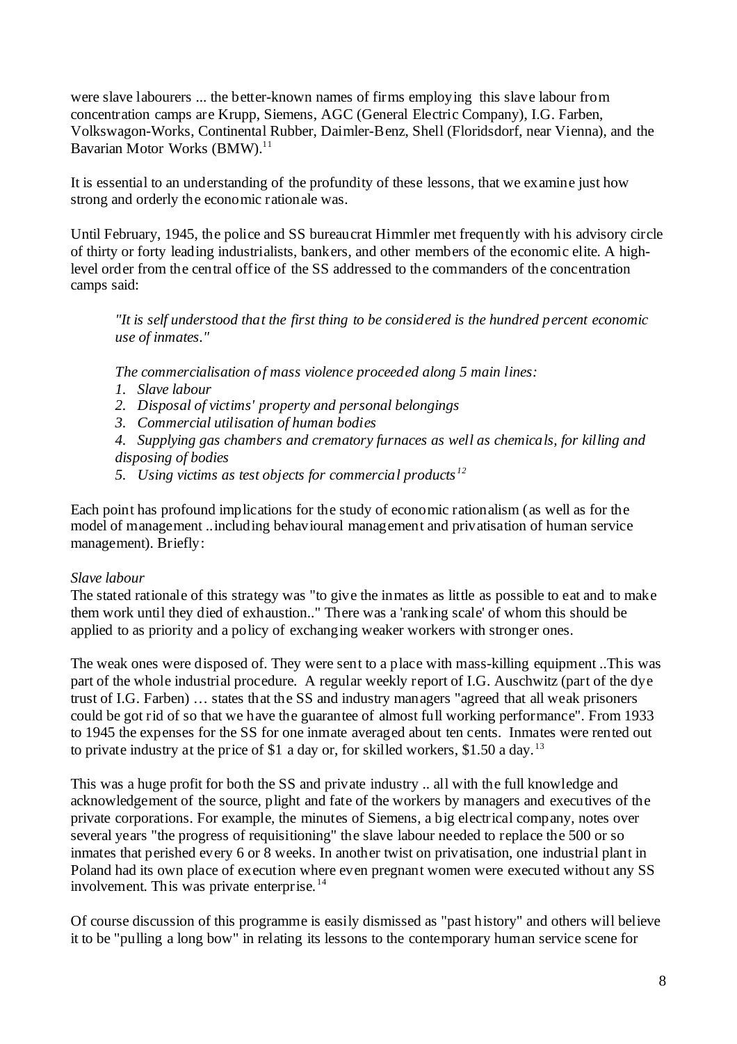were slave labourers ... the better-known names of firms employing this slave labour from concentration camps are Krupp, Siemens, AGC (General Electric Company), I.G. Farben, Volkswagon-Works, Continental Rubber, Daimler-Benz, Shell (Floridsdorf, near Vienna), and the Bavarian Motor Works (BMW).[11]

It is essential to an understanding of the profundity of these lessons, that we examine just how strong and orderly the economic rationale was.

Until February, 1945, the police and SS bureaucrat Himmler met frequently with his advisory circle of thirty or forty leading industrialists, bankers, and other members of the economic elite. A high-level order from the central office of the SS addressed to the commanders of the concentration camps said:

> *"It is self understood that the first thing to be considered is the hundred percent economic use of inmates."*
>
> *The commercialisation of mass violence proceeded along 5 main lines:*
>
> 1. *Slave labour*
> 2. *Disposal of victims' property and personal belongings*
> 3. *Commercial utilisation of human bodies*
> 4. *Supplying gas chambers and crematory furnaces as well as chemicals, for killing and disposing of bodies*
> 5. *Using victims as test objects for commercial products*[12]

Each point has profound implications for the study of economic rationalism (as well as for the model of management ..including behavioural management and privatisation of human service management). Briefly:

*Slave labour*

The stated rationale of this strategy was "to give the inmates as little as possible to eat and to make them work until they died of exhaustion.." There was a 'ranking scale' of whom this should be applied to as priority and a policy of exchanging weaker workers with stronger ones.

The weak ones were disposed of. They were sent to a place with mass-killing equipment ..This was part of the whole industrial procedure. A regular weekly report of I.G. Auschwitz (part of the dye trust of I.G. Farben) … states that the SS and industry managers "agreed that all weak prisoners could be got rid of so that we have the guarantee of almost full working performance". From 1933 to 1945 the expenses for the SS for one inmate averaged about ten cents. Inmates were rented out to private industry at the price of $1 a day or, for skilled workers, $1.50 a day.[13]

This was a huge profit for both the SS and private industry .. all with the full knowledge and acknowledgement of the source, plight and fate of the workers by managers and executives of the private corporations. For example, the minutes of Siemens, a big electrical company, notes over several years "the progress of requisitioning" the slave labour needed to replace the 500 or so inmates that perished every 6 or 8 weeks. In another twist on privatisation, one industrial plant in Poland had its own place of execution where even pregnant women were executed without any SS involvement. This was private enterprise.[14]

Of course discussion of this programme is easily dismissed as "past history" and others will believe it to be "pulling a long bow" in relating its lessons to the contemporary human service scene for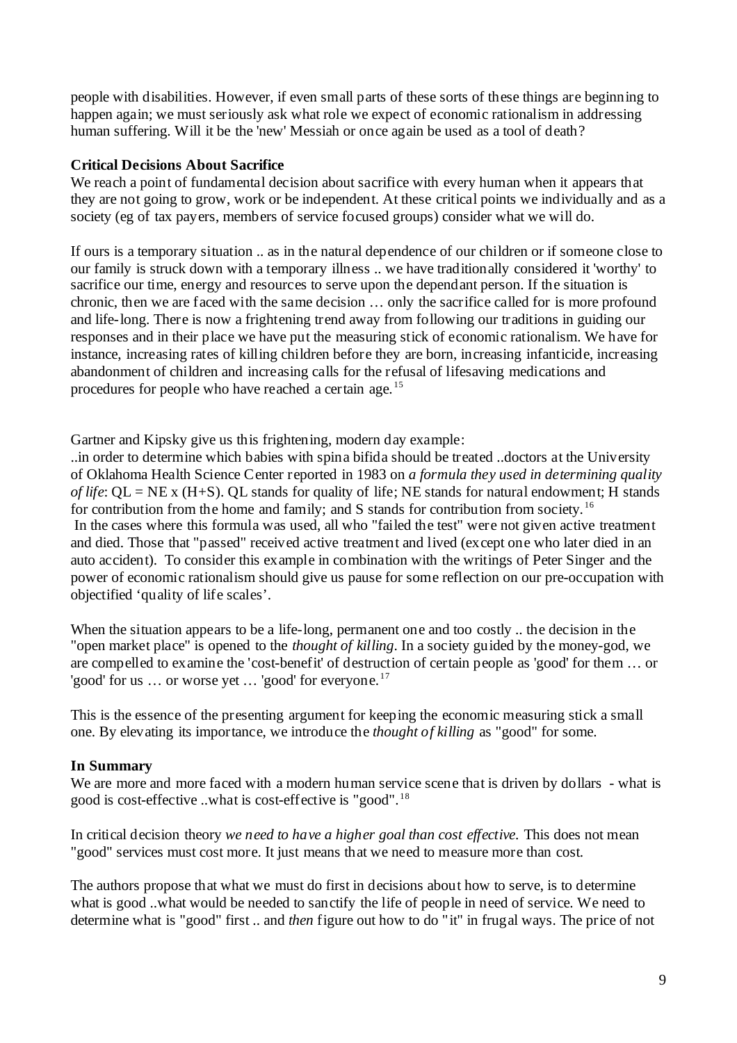people with disabilities. However, if even small parts of these sorts of these things are beginning to happen again; we must seriously ask what role we expect of economic rationalism in addressing human suffering. Will it be the 'new' Messiah or once again be used as a tool of death?

**Critical Decisions About Sacrifice**

We reach a point of fundamental decision about sacrifice with every human when it appears that they are not going to grow, work or be independent. At these critical points we individually and as a society (eg of tax payers, members of service focused groups) consider what we will do.

If ours is a temporary situation .. as in the natural dependence of our children or if someone close to our family is struck down with a temporary illness .. we have traditionally considered it 'worthy' to sacrifice our time, energy and resources to serve upon the dependant person. If the situation is chronic, then we are faced with the same decision … only the sacrifice called for is more profound and life-long. There is now a frightening trend away from following our traditions in guiding our responses and in their place we have put the measuring stick of economic rationalism. We have for instance, increasing rates of killing children before they are born, increasing infanticide, increasing abandonment of children and increasing calls for the refusal of lifesaving medications and procedures for people who have reached a certain age.[15]

Gartner and Kipsky give us this frightening, modern day example:

..in order to determine which babies with spina bifida should be treated ..doctors at the University of Oklahoma Health Science Center reported in 1983 on *a formula they used in determining quality of life*: QL = NE x (H+S). QL stands for quality of life; NE stands for natural endowment; H stands for contribution from the home and family; and S stands for contribution from society.[16]

In the cases where this formula was used, all who "failed the test" were not given active treatment and died. Those that "passed" received active treatment and lived (except one who later died in an auto accident). To consider this example in combination with the writings of Peter Singer and the power of economic rationalism should give us pause for some reflection on our pre-occupation with objectified 'quality of life scales'.

When the situation appears to be a life-long, permanent one and too costly .. the decision in the "open market place" is opened to the *thought of killing*. In a society guided by the money-god, we are compelled to examine the 'cost-benefit' of destruction of certain people as 'good' for them … or 'good' for us … or worse yet … 'good' for everyone.[17]

This is the essence of the presenting argument for keeping the economic measuring stick a small one. By elevating its importance, we introduce the *thought of killing* as "good" for some.

**In Summary**

We are more and more faced with a modern human service scene that is driven by dollars - what is good is cost-effective ..what is cost-effective is "good".[18]

In critical decision theory *we need to have a higher goal than cost effective.* This does not mean "good" services must cost more. It just means that we need to measure more than cost.

The authors propose that what we must do first in decisions about how to serve, is to determine what is good ..what would be needed to sanctify the life of people in need of service. We need to determine what is "good" first .. and *then* figure out how to do "it" in frugal ways. The price of not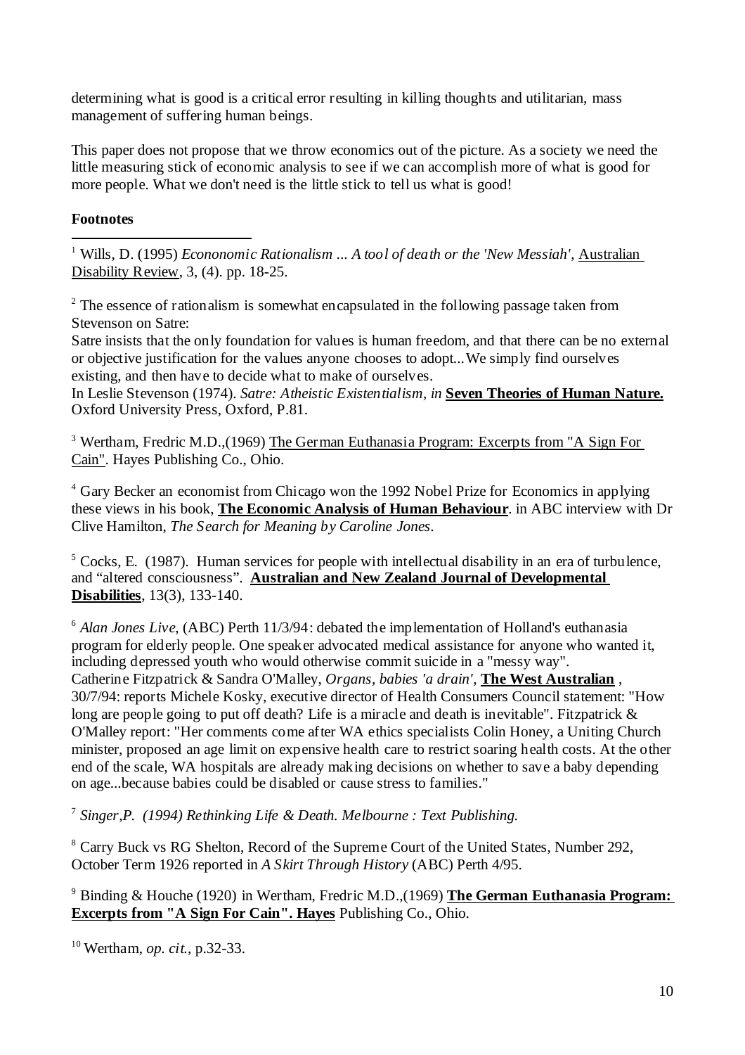determining what is good is a critical error resulting in killing thoughts and utilitarian, mass management of suffering human beings.

This paper does not propose that we throw economics out of the picture. As a society we need the little measuring stick of economic analysis to see if we can accomplish more of what is good for more people. What we don't need is the little stick to tell us what is good!

**Footnotes**

---

[1] Wills, D. (1995) *Econonomic Rationalism ... A tool of death or the 'New Messiah'*, Australian Disability Review, 3, (4). pp. 18-25.

[2] The essence of rationalism is somewhat encapsulated in the following passage taken from Stevenson on Satre:
Satre insists that the only foundation for values is human freedom, and that there can be no external or objective justification for the values anyone chooses to adopt...We simply find ourselves existing, and then have to decide what to make of ourselves.
In Leslie Stevenson (1974). *Satre: Atheistic Existentialism, in* **Seven Theories of Human Nature.** Oxford University Press, Oxford, P.81.

[3] Wertham, Fredric M.D.,(1969) The German Euthanasia Program: Excerpts from "A Sign For Cain". Hayes Publishing Co., Ohio.

[4] Gary Becker an economist from Chicago won the 1992 Nobel Prize for Economics in applying these views in his book, **The Economic Analysis of Human Behaviour**. in ABC interview with Dr Clive Hamilton, *The Search for Meaning by Caroline Jones*.

[5] Cocks, E. (1987). Human services for people with intellectual disability in an era of turbulence, and "altered consciousness". **Australian and New Zealand Journal of Developmental Disabilities**, 13(3), 133-140.

[6] *Alan Jones Live*, (ABC) Perth 11/3/94: debated the implementation of Holland's euthanasia program for elderly people. One speaker advocated medical assistance for anyone who wanted it, including depressed youth who would otherwise commit suicide in a "messy way".
Catherine Fitzpatrick & Sandra O'Malley, *Organs, babies 'a drain'*, **The West Australian** , 30/7/94: reports Michele Kosky, executive director of Health Consumers Council statement: "How long are people going to put off death? Life is a miracle and death is inevitable". Fitzpatrick & O'Malley report: "Her comments come after WA ethics specialists Colin Honey, a Uniting Church minister, proposed an age limit on expensive health care to restrict soaring health costs. At the other end of the scale, WA hospitals are already making decisions on whether to save a baby depending on age...because babies could be disabled or cause stress to families."

[7] *Singer,P. (1994) Rethinking Life & Death. Melbourne : Text Publishing.*

[8] Carry Buck vs RG Shelton, Record of the Supreme Court of the United States, Number 292, October Term 1926 reported in *A Skirt Through History* (ABC) Perth 4/95.

[9] Binding & Houche (1920) in Wertham, Fredric M.D.,(1969) **The German Euthanasia Program: Excerpts from "A Sign For Cain". Hayes** Publishing Co., Ohio.

[10] Wertham, *op. cit.*, p.32-33.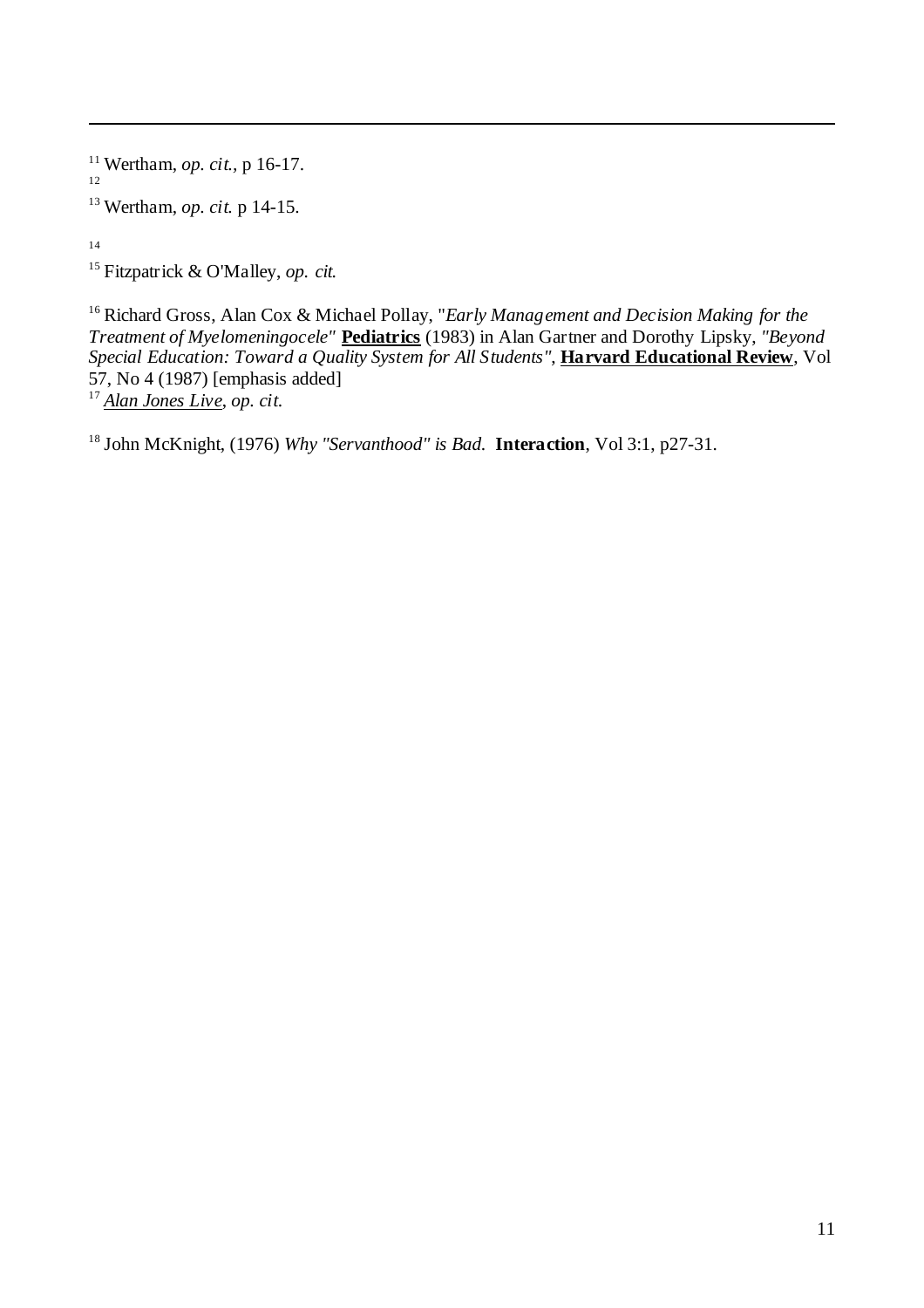---

[11] Wertham, *op. cit.*, p 16-17.

[12]

[13] Wertham, *op. cit.* p 14-15.

[14]

[15] Fitzpatrick & O'Malley, *op. cit.*

[16] Richard Gross, Alan Cox & Michael Pollay, "*Early Management and Decision Making for the Treatment of Myelomeningocele*" **Pediatrics** (1983) in Alan Gartner and Dorothy Lipsky, *"Beyond Special Education: Toward a Quality System for All Students"*, **Harvard Educational Review**, Vol 57, No 4 (1987) [emphasis added]

[17] *Alan Jones Live*, *op. cit.*

[18] John McKnight, (1976) *Why "Servanthood" is Bad.* **Interaction**, Vol 3:1, p27-31.